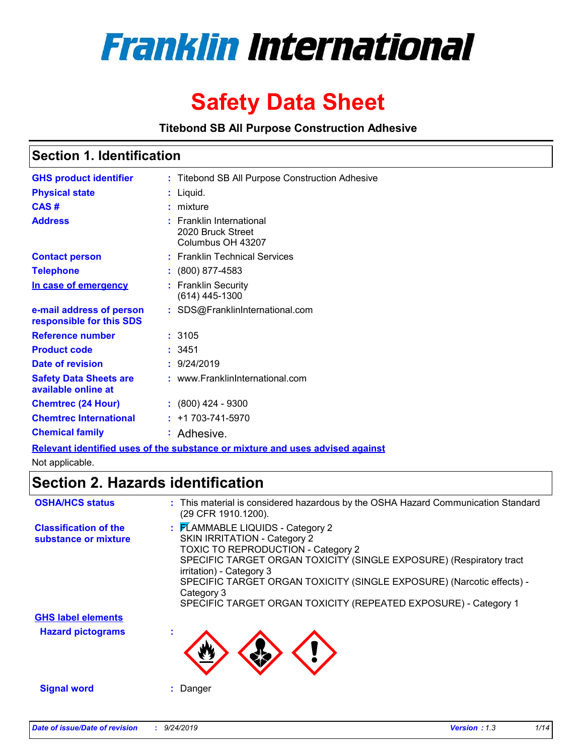# Franklin International

# Safety Data Sheet

**Titebond SB All Purpose Construction Adhesive**

## Section 1. Identification

| | |
|---|---|
| **GHS product identifier** | : Titebond SB All Purpose Construction Adhesive |
| **Physical state** | : Liquid. |
| **CAS #** | : mixture |
| **Address** | : Franklin International<br>2020 Bruck Street<br>Columbus OH 43207 |
| **Contact person** | : Franklin Technical Services |
| **Telephone** | : (800) 877-4583 |
| **In case of emergency** | : Franklin Security<br>(614) 445-1300 |
| **e-mail address of person responsible for this SDS** | : SDS@FranklinInternational.com |
| **Reference number** | : 3105 |
| **Product code** | : 3451 |
| **Date of revision** | : 9/24/2019 |
| **Safety Data Sheets are available online at** | : www.FranklinInternational.com |
| **Chemtrec (24 Hour)** | : (800) 424 - 9300 |
| **Chemtrec International** | : +1 703-741-5970 |
| **Chemical family** | : Adhesive. |

**Relevant identified uses of the substance or mixture and uses advised against**

Not applicable.

## Section 2. Hazards identification

| | |
|---|---|
| **OSHA/HCS status** | : This material is considered hazardous by the OSHA Hazard Communication Standard (29 CFR 1910.1200). |
| **Classification of the substance or mixture** | : FLAMMABLE LIQUIDS - Category 2<br>SKIN IRRITATION - Category 2<br>TOXIC TO REPRODUCTION - Category 2<br>SPECIFIC TARGET ORGAN TOXICITY (SINGLE EXPOSURE) (Respiratory tract irritation) - Category 3<br>SPECIFIC TARGET ORGAN TOXICITY (SINGLE EXPOSURE) (Narcotic effects) - Category 3<br>SPECIFIC TARGET ORGAN TOXICITY (REPEATED EXPOSURE) - Category 1 |

**GHS label elements**

| | |
|---|---|
| **Hazard pictograms** | : |
| **Signal word** | : Danger |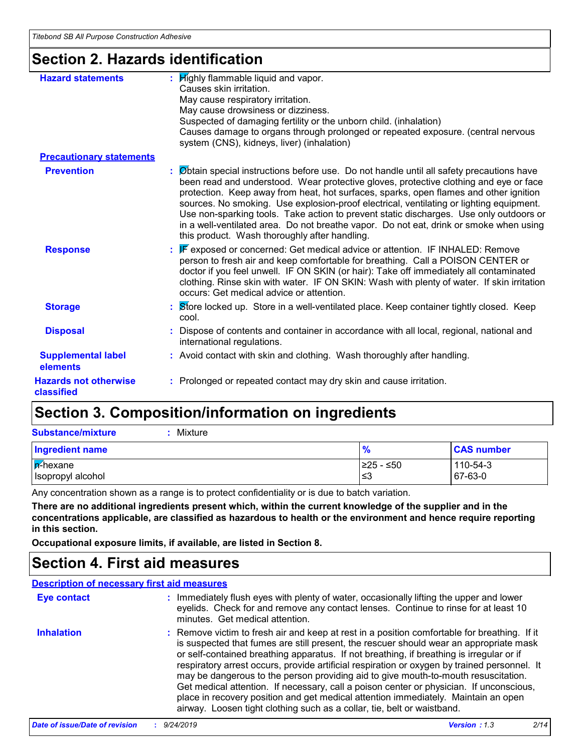## Section 2. Hazards identification

**Hazard statements** : Highly flammable liquid and vapor.
Causes skin irritation.
May cause respiratory irritation.
May cause drowsiness or dizziness.
Suspected of damaging fertility or the unborn child. (inhalation)
Causes damage to organs through prolonged or repeated exposure. (central nervous system (CNS), kidneys, liver) (inhalation)

**Precautionary statements**

**Prevention** : Obtain special instructions before use. Do not handle until all safety precautions have been read and understood. Wear protective gloves, protective clothing and eye or face protection. Keep away from heat, hot surfaces, sparks, open flames and other ignition sources. No smoking. Use explosion-proof electrical, ventilating or lighting equipment. Use non-sparking tools. Take action to prevent static discharges. Use only outdoors or in a well-ventilated area. Do not breathe vapor. Do not eat, drink or smoke when using this product. Wash thoroughly after handling.

**Response** : IF exposed or concerned: Get medical advice or attention. IF INHALED: Remove person to fresh air and keep comfortable for breathing. Call a POISON CENTER or doctor if you feel unwell. IF ON SKIN (or hair): Take off immediately all contaminated clothing. Rinse skin with water. IF ON SKIN: Wash with plenty of water. If skin irritation occurs: Get medical advice or attention.

**Storage** : Store locked up. Store in a well-ventilated place. Keep container tightly closed. Keep cool.

**Disposal** : Dispose of contents and container in accordance with all local, regional, national and international regulations.

**Supplemental label elements** : Avoid contact with skin and clothing. Wash thoroughly after handling.

**Hazards not otherwise classified** : Prolonged or repeated contact may dry skin and cause irritation.

## Section 3. Composition/information on ingredients

**Substance/mixture** : Mixture

| Ingredient name | % | CAS number |
|---|---|---|
| n-hexane | ≥25 - ≤50 | 110-54-3 |
| Isopropyl alcohol | ≤3 | 67-63-0 |

Any concentration shown as a range is to protect confidentiality or is due to batch variation.

**There are no additional ingredients present which, within the current knowledge of the supplier and in the concentrations applicable, are classified as hazardous to health or the environment and hence require reporting in this section.**

**Occupational exposure limits, if available, are listed in Section 8.**

## Section 4. First aid measures

**Description of necessary first aid measures**

**Eye contact** : Immediately flush eyes with plenty of water, occasionally lifting the upper and lower eyelids. Check for and remove any contact lenses. Continue to rinse for at least 10 minutes. Get medical attention.

**Inhalation** : Remove victim to fresh air and keep at rest in a position comfortable for breathing. If it is suspected that fumes are still present, the rescuer should wear an appropriate mask or self-contained breathing apparatus. If not breathing, if breathing is irregular or if respiratory arrest occurs, provide artificial respiration or oxygen by trained personnel. It may be dangerous to the person providing aid to give mouth-to-mouth resuscitation. Get medical attention. If necessary, call a poison center or physician. If unconscious, place in recovery position and get medical attention immediately. Maintain an open airway. Loosen tight clothing such as a collar, tie, belt or waistband.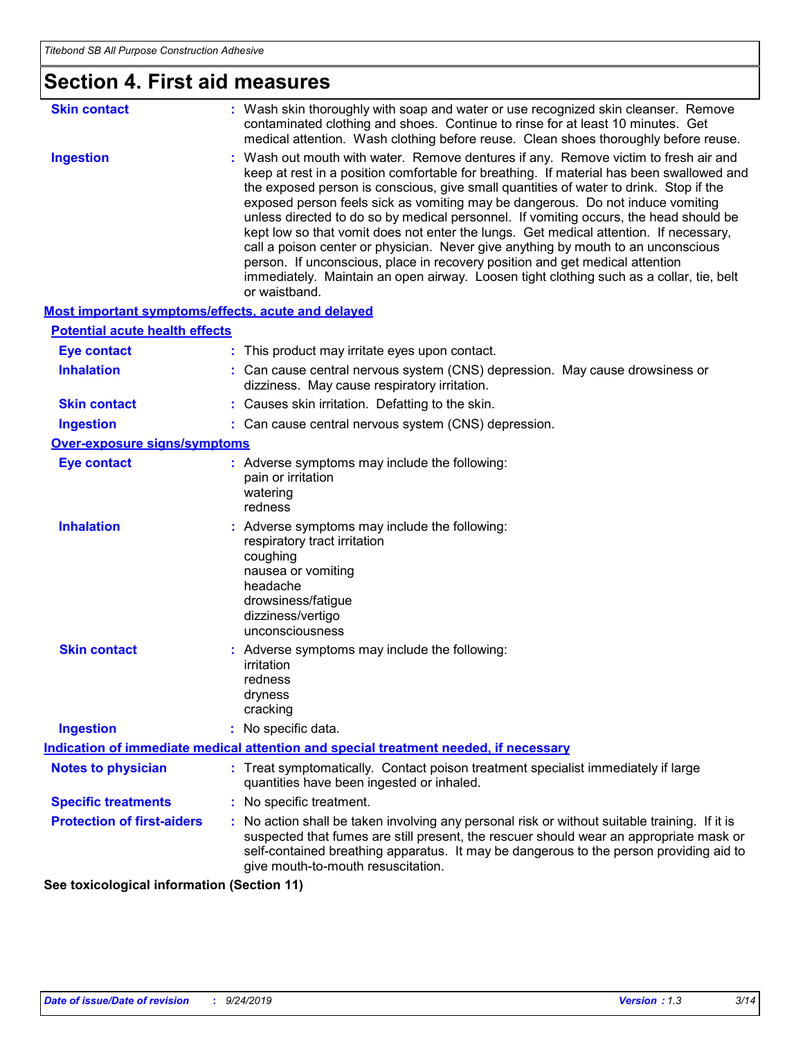# Section 4. First aid measures

**Skin contact** : Wash skin thoroughly with soap and water or use recognized skin cleanser. Remove contaminated clothing and shoes. Continue to rinse for at least 10 minutes. Get medical attention. Wash clothing before reuse. Clean shoes thoroughly before reuse.

**Ingestion** : Wash out mouth with water. Remove dentures if any. Remove victim to fresh air and keep at rest in a position comfortable for breathing. If material has been swallowed and the exposed person is conscious, give small quantities of water to drink. Stop if the exposed person feels sick as vomiting may be dangerous. Do not induce vomiting unless directed to do so by medical personnel. If vomiting occurs, the head should be kept low so that vomit does not enter the lungs. Get medical attention. If necessary, call a poison center or physician. Never give anything by mouth to an unconscious person. If unconscious, place in recovery position and get medical attention immediately. Maintain an open airway. Loosen tight clothing such as a collar, tie, belt or waistband.

## Most important symptoms/effects, acute and delayed

### Potential acute health effects

**Eye contact** : This product may irritate eyes upon contact.

**Inhalation** : Can cause central nervous system (CNS) depression. May cause drowsiness or dizziness. May cause respiratory irritation.

**Skin contact** : Causes skin irritation. Defatting to the skin.

**Ingestion** : Can cause central nervous system (CNS) depression.

### Over-exposure signs/symptoms

**Eye contact** : Adverse symptoms may include the following:
pain or irritation
watering
redness

**Inhalation** : Adverse symptoms may include the following:
respiratory tract irritation
coughing
nausea or vomiting
headache
drowsiness/fatigue
dizziness/vertigo
unconsciousness

**Skin contact** : Adverse symptoms may include the following:
irritation
redness
dryness
cracking

**Ingestion** : No specific data.

## Indication of immediate medical attention and special treatment needed, if necessary

**Notes to physician** : Treat symptomatically. Contact poison treatment specialist immediately if large quantities have been ingested or inhaled.

**Specific treatments** : No specific treatment.

**Protection of first-aiders** : No action shall be taken involving any personal risk or without suitable training. If it is suspected that fumes are still present, the rescuer should wear an appropriate mask or self-contained breathing apparatus. It may be dangerous to the person providing aid to give mouth-to-mouth resuscitation.

**See toxicological information (Section 11)**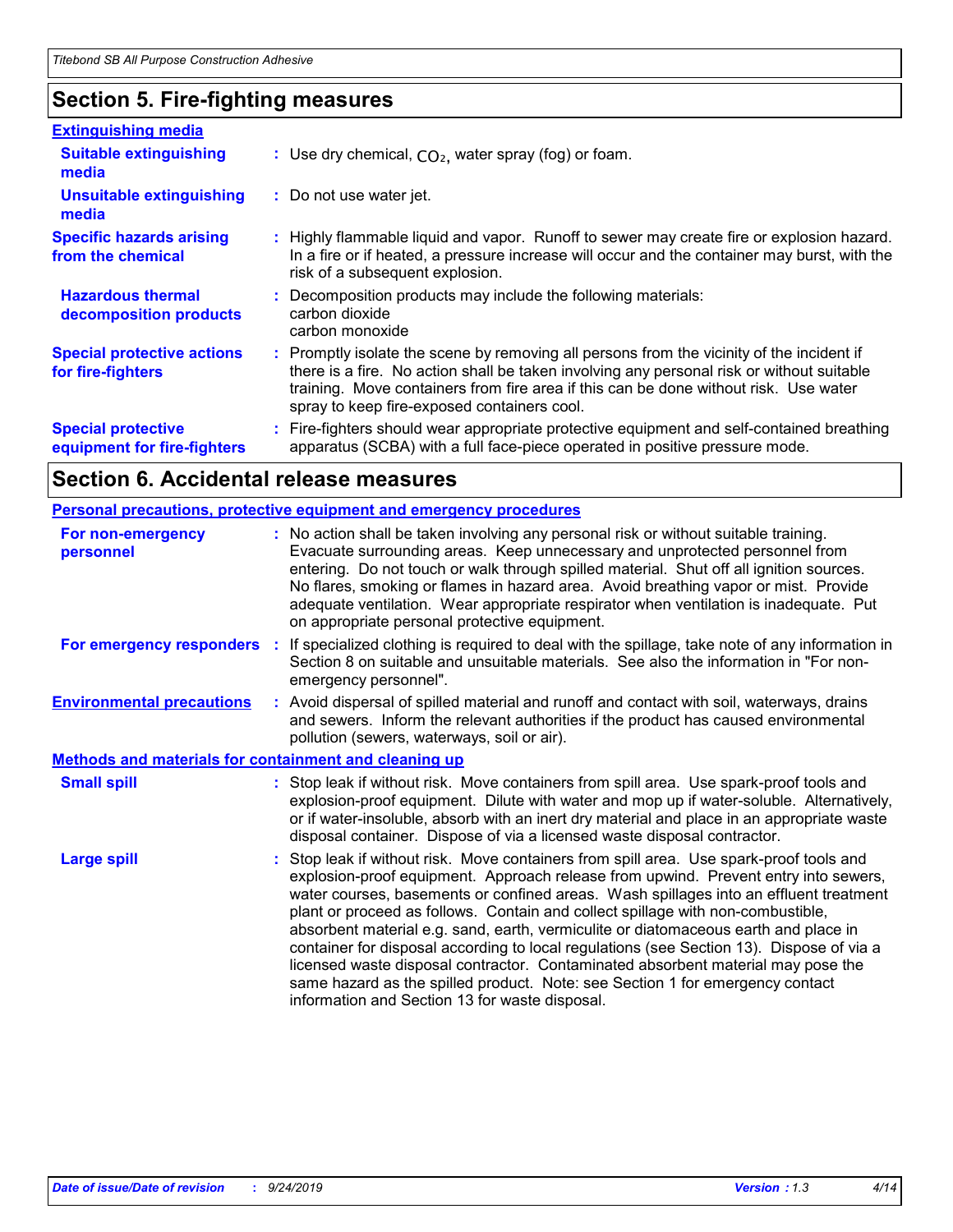## Section 5. Fire-fighting measures

### Extinguishing media

**Suitable extinguishing media** : Use dry chemical, $CO_2$, water spray (fog) or foam.

**Unsuitable extinguishing media** : Do not use water jet.

**Specific hazards arising from the chemical** : Highly flammable liquid and vapor. Runoff to sewer may create fire or explosion hazard. In a fire or if heated, a pressure increase will occur and the container may burst, with the risk of a subsequent explosion.

**Hazardous thermal decomposition products** : Decomposition products may include the following materials:
carbon dioxide
carbon monoxide

**Special protective actions for fire-fighters** : Promptly isolate the scene by removing all persons from the vicinity of the incident if there is a fire. No action shall be taken involving any personal risk or without suitable training. Move containers from fire area if this can be done without risk. Use water spray to keep fire-exposed containers cool.

**Special protective equipment for fire-fighters** : Fire-fighters should wear appropriate protective equipment and self-contained breathing apparatus (SCBA) with a full face-piece operated in positive pressure mode.

## Section 6. Accidental release measures

### Personal precautions, protective equipment and emergency procedures

**For non-emergency personnel** : No action shall be taken involving any personal risk or without suitable training. Evacuate surrounding areas. Keep unnecessary and unprotected personnel from entering. Do not touch or walk through spilled material. Shut off all ignition sources. No flares, smoking or flames in hazard area. Avoid breathing vapor or mist. Provide adequate ventilation. Wear appropriate respirator when ventilation is inadequate. Put on appropriate personal protective equipment.

**For emergency responders** : If specialized clothing is required to deal with the spillage, take note of any information in Section 8 on suitable and unsuitable materials. See also the information in "For non-emergency personnel".

**Environmental precautions** : Avoid dispersal of spilled material and runoff and contact with soil, waterways, drains and sewers. Inform the relevant authorities if the product has caused environmental pollution (sewers, waterways, soil or air).

### Methods and materials for containment and cleaning up

**Small spill** : Stop leak if without risk. Move containers from spill area. Use spark-proof tools and explosion-proof equipment. Dilute with water and mop up if water-soluble. Alternatively, or if water-insoluble, absorb with an inert dry material and place in an appropriate waste disposal container. Dispose of via a licensed waste disposal contractor.

**Large spill** : Stop leak if without risk. Move containers from spill area. Use spark-proof tools and explosion-proof equipment. Approach release from upwind. Prevent entry into sewers, water courses, basements or confined areas. Wash spillages into an effluent treatment plant or proceed as follows. Contain and collect spillage with non-combustible, absorbent material e.g. sand, earth, vermiculite or diatomaceous earth and place in container for disposal according to local regulations (see Section 13). Dispose of via a licensed waste disposal contractor. Contaminated absorbent material may pose the same hazard as the spilled product. Note: see Section 1 for emergency contact information and Section 13 for waste disposal.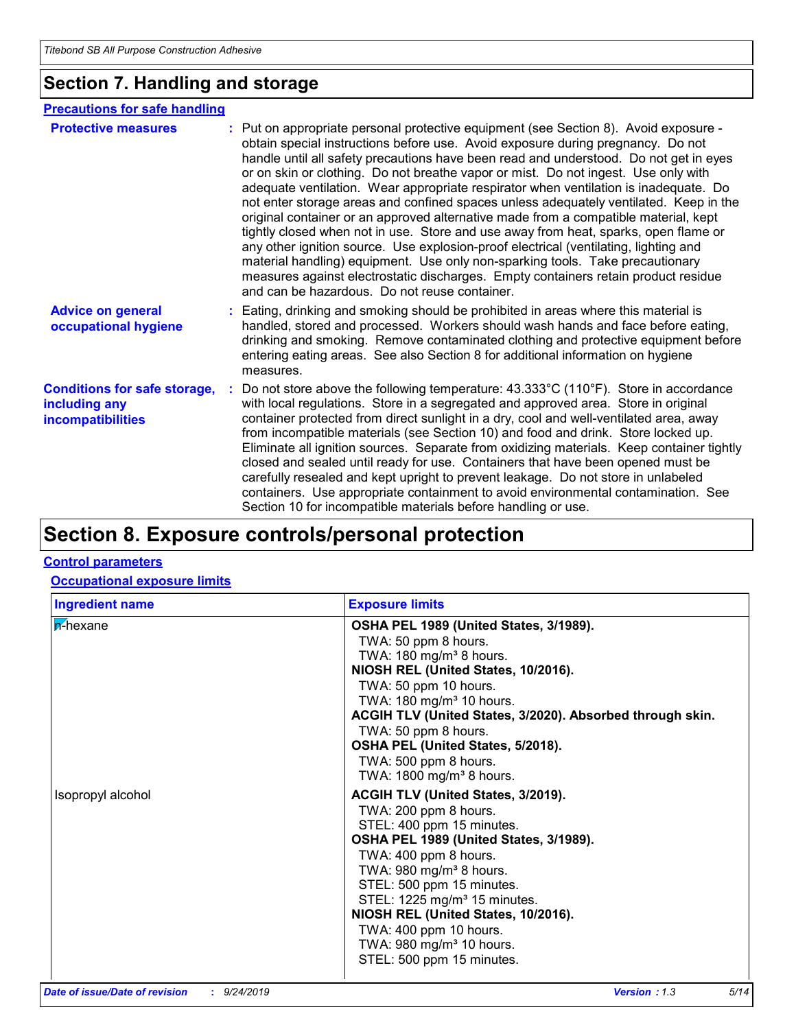## Section 7. Handling and storage

### Precautions for safe handling

**Protective measures** : Put on appropriate personal protective equipment (see Section 8). Avoid exposure - obtain special instructions before use. Avoid exposure during pregnancy. Do not handle until all safety precautions have been read and understood. Do not get in eyes or on skin or clothing. Do not breathe vapor or mist. Do not ingest. Use only with adequate ventilation. Wear appropriate respirator when ventilation is inadequate. Do not enter storage areas and confined spaces unless adequately ventilated. Keep in the original container or an approved alternative made from a compatible material, kept tightly closed when not in use. Store and use away from heat, sparks, open flame or any other ignition source. Use explosion-proof electrical (ventilating, lighting and material handling) equipment. Use only non-sparking tools. Take precautionary measures against electrostatic discharges. Empty containers retain product residue and can be hazardous. Do not reuse container.

**Advice on general occupational hygiene** : Eating, drinking and smoking should be prohibited in areas where this material is handled, stored and processed. Workers should wash hands and face before eating, drinking and smoking. Remove contaminated clothing and protective equipment before entering eating areas. See also Section 8 for additional information on hygiene measures.

**Conditions for safe storage, including any incompatibilities** : Do not store above the following temperature: 43.333°C (110°F). Store in accordance with local regulations. Store in a segregated and approved area. Store in original container protected from direct sunlight in a dry, cool and well-ventilated area, away from incompatible materials (see Section 10) and food and drink. Store locked up. Eliminate all ignition sources. Separate from oxidizing materials. Keep container tightly closed and sealed until ready for use. Containers that have been opened must be carefully resealed and kept upright to prevent leakage. Do not store in unlabeled containers. Use appropriate containment to avoid environmental contamination. See Section 10 for incompatible materials before handling or use.

## Section 8. Exposure controls/personal protection

### Control parameters

#### Occupational exposure limits

| Ingredient name | Exposure limits |
|---|---|
| n-hexane | **OSHA PEL 1989 (United States, 3/1989).**<br>TWA: 50 ppm 8 hours.<br>TWA: 180 mg/m³ 8 hours.<br>**NIOSH REL (United States, 10/2016).**<br>TWA: 50 ppm 10 hours.<br>TWA: 180 mg/m³ 10 hours.<br>**ACGIH TLV (United States, 3/2020). Absorbed through skin.**<br>TWA: 50 ppm 8 hours.<br>**OSHA PEL (United States, 5/2018).**<br>TWA: 500 ppm 8 hours.<br>TWA: 1800 mg/m³ 8 hours. |
| Isopropyl alcohol | **ACGIH TLV (United States, 3/2019).**<br>TWA: 200 ppm 8 hours.<br>STEL: 400 ppm 15 minutes.<br>**OSHA PEL 1989 (United States, 3/1989).**<br>TWA: 400 ppm 8 hours.<br>TWA: 980 mg/m³ 8 hours.<br>STEL: 500 ppm 15 minutes.<br>STEL: 1225 mg/m³ 15 minutes.<br>**NIOSH REL (United States, 10/2016).**<br>TWA: 400 ppm 10 hours.<br>TWA: 980 mg/m³ 10 hours.<br>STEL: 500 ppm 15 minutes. |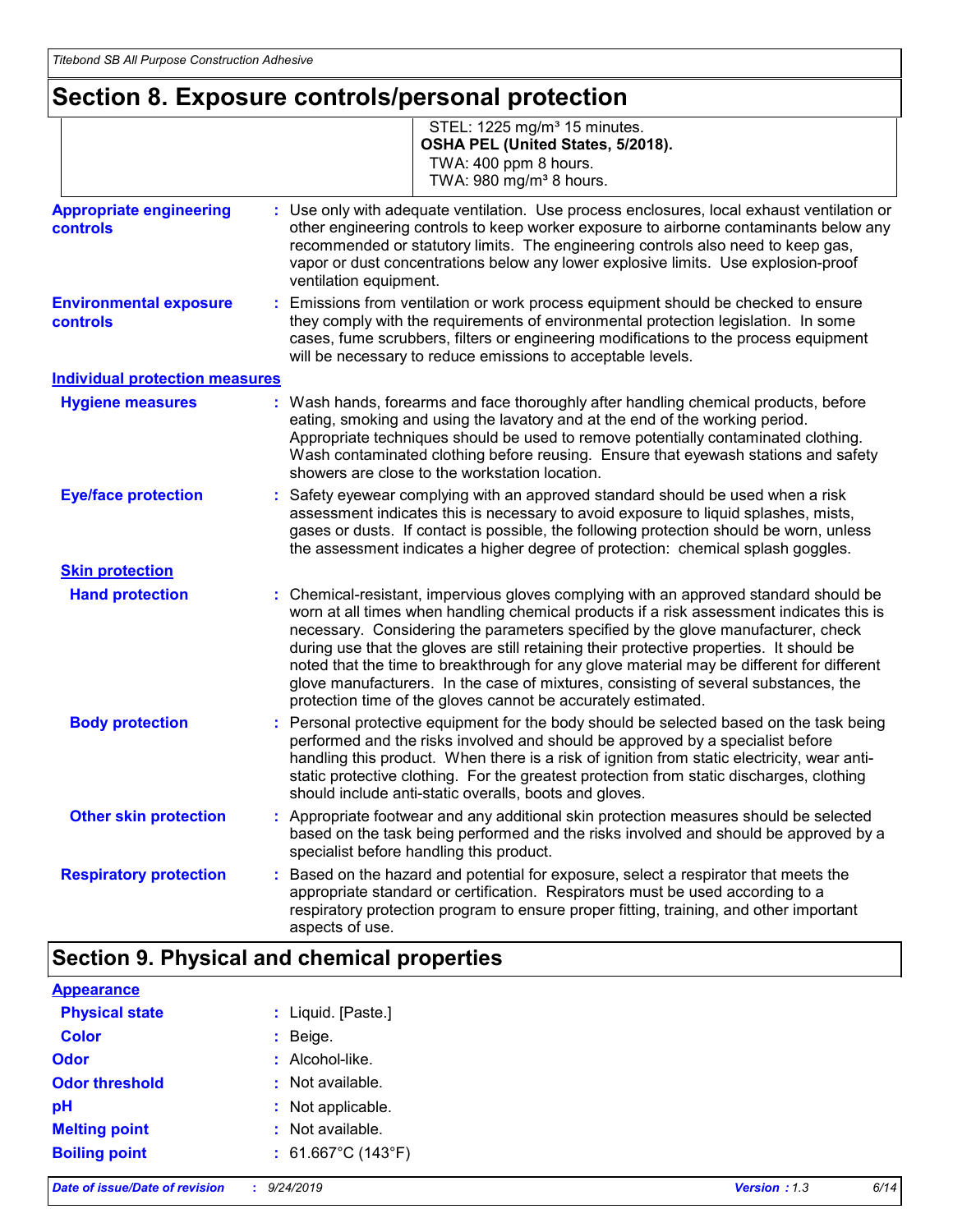# Section 8. Exposure controls/personal protection

| | |
|---|---|
| | STEL: 1225 mg/m³ 15 minutes.<br>**OSHA PEL (United States, 5/2018).**<br>TWA: 400 ppm 8 hours.<br>TWA: 980 mg/m³ 8 hours. |

**Appropriate engineering controls** : Use only with adequate ventilation. Use process enclosures, local exhaust ventilation or other engineering controls to keep worker exposure to airborne contaminants below any recommended or statutory limits. The engineering controls also need to keep gas, vapor or dust concentrations below any lower explosive limits. Use explosion-proof ventilation equipment.

**Environmental exposure controls** : Emissions from ventilation or work process equipment should be checked to ensure they comply with the requirements of environmental protection legislation. In some cases, fume scrubbers, filters or engineering modifications to the process equipment will be necessary to reduce emissions to acceptable levels.

**Individual protection measures**

**Hygiene measures** : Wash hands, forearms and face thoroughly after handling chemical products, before eating, smoking and using the lavatory and at the end of the working period. Appropriate techniques should be used to remove potentially contaminated clothing. Wash contaminated clothing before reusing. Ensure that eyewash stations and safety showers are close to the workstation location.

**Eye/face protection** : Safety eyewear complying with an approved standard should be used when a risk assessment indicates this is necessary to avoid exposure to liquid splashes, mists, gases or dusts. If contact is possible, the following protection should be worn, unless the assessment indicates a higher degree of protection: chemical splash goggles.

**Skin protection**

**Hand protection** : Chemical-resistant, impervious gloves complying with an approved standard should be worn at all times when handling chemical products if a risk assessment indicates this is necessary. Considering the parameters specified by the glove manufacturer, check during use that the gloves are still retaining their protective properties. It should be noted that the time to breakthrough for any glove material may be different for different glove manufacturers. In the case of mixtures, consisting of several substances, the protection time of the gloves cannot be accurately estimated.

**Body protection** : Personal protective equipment for the body should be selected based on the task being performed and the risks involved and should be approved by a specialist before handling this product. When there is a risk of ignition from static electricity, wear anti-static protective clothing. For the greatest protection from static discharges, clothing should include anti-static overalls, boots and gloves.

**Other skin protection** : Appropriate footwear and any additional skin protection measures should be selected based on the task being performed and the risks involved and should be approved by a specialist before handling this product.

**Respiratory protection** : Based on the hazard and potential for exposure, select a respirator that meets the appropriate standard or certification. Respirators must be used according to a respiratory protection program to ensure proper fitting, training, and other important aspects of use.

# Section 9. Physical and chemical properties

**Appearance**

**Physical state** : Liquid. [Paste.]

**Color** : Beige.

**Odor** : Alcohol-like.

**Odor threshold** : Not available.

**pH** : Not applicable.

**Melting point** : Not available.

**Boiling point** : 61.667°C (143°F)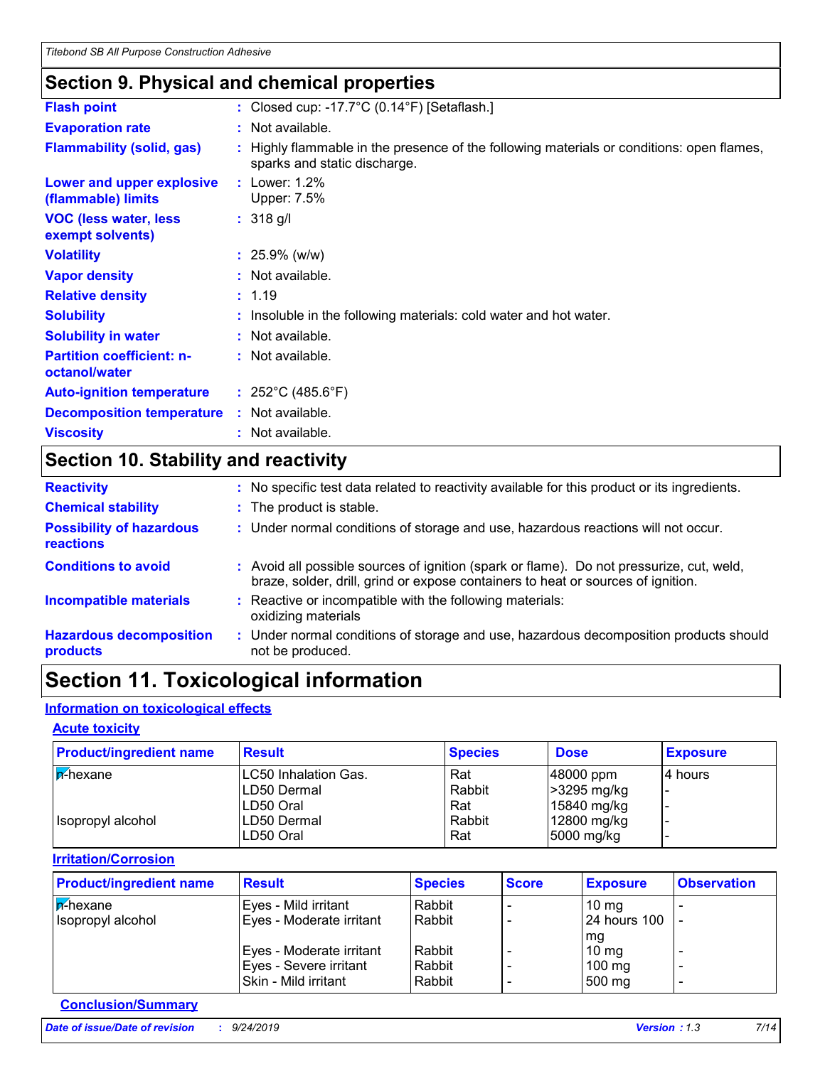## Section 9. Physical and chemical properties

| | |
|---|---|
| **Flash point** | : Closed cup: -17.7°C (0.14°F) [Setaflash.] |
| **Evaporation rate** | : Not available. |
| **Flammability (solid, gas)** | : Highly flammable in the presence of the following materials or conditions: open flames, sparks and static discharge. |
| **Lower and upper explosive (flammable) limits** | : Lower: 1.2%<br>Upper: 7.5% |
| **VOC (less water, less exempt solvents)** | : 318 g/l |
| **Volatility** | : 25.9% (w/w) |
| **Vapor density** | : Not available. |
| **Relative density** | : 1.19 |
| **Solubility** | : Insoluble in the following materials: cold water and hot water. |
| **Solubility in water** | : Not available. |
| **Partition coefficient: n-octanol/water** | : Not available. |
| **Auto-ignition temperature** | : 252°C (485.6°F) |
| **Decomposition temperature** | : Not available. |
| **Viscosity** | : Not available. |

## Section 10. Stability and reactivity

| | |
|---|---|
| **Reactivity** | : No specific test data related to reactivity available for this product or its ingredients. |
| **Chemical stability** | : The product is stable. |
| **Possibility of hazardous reactions** | : Under normal conditions of storage and use, hazardous reactions will not occur. |
| **Conditions to avoid** | : Avoid all possible sources of ignition (spark or flame). Do not pressurize, cut, weld, braze, solder, drill, grind or expose containers to heat or sources of ignition. |
| **Incompatible materials** | : Reactive or incompatible with the following materials:<br>oxidizing materials |
| **Hazardous decomposition products** | : Under normal conditions of storage and use, hazardous decomposition products should not be produced. |

## Section 11. Toxicological information

### Information on toxicological effects

#### Acute toxicity

| Product/ingredient name | Result | Species | Dose | Exposure |
|---|---|---|---|---|
| n-hexane | LC50 Inhalation Gas. | Rat | 48000 ppm | 4 hours |
| | LD50 Dermal | Rabbit | >3295 mg/kg | - |
| | LD50 Oral | Rat | 15840 mg/kg | - |
| Isopropyl alcohol | LD50 Dermal | Rabbit | 12800 mg/kg | - |
| | LD50 Oral | Rat | 5000 mg/kg | - |

#### Irritation/Corrosion

| Product/ingredient name | Result | Species | Score | Exposure | Observation |
|---|---|---|---|---|---|
| n-hexane | Eyes - Mild irritant | Rabbit | - | 10 mg | - |
| Isopropyl alcohol | Eyes - Moderate irritant | Rabbit | - | 24 hours 100 mg | - |
| | Eyes - Moderate irritant | Rabbit | - | 10 mg | - |
| | Eyes - Severe irritant | Rabbit | - | 100 mg | - |
| | Skin - Mild irritant | Rabbit | - | 500 mg | - |

#### Conclusion/Summary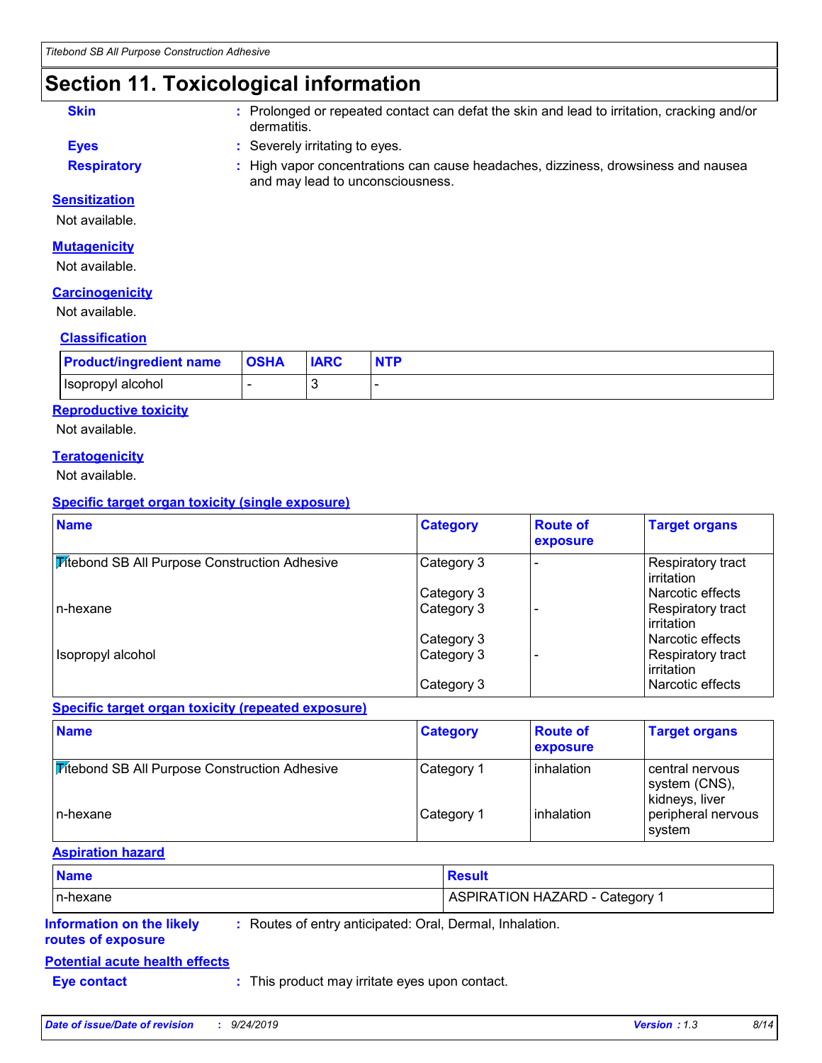## Section 11. Toxicological information

**Skin** : Prolonged or repeated contact can defat the skin and lead to irritation, cracking and/or dermatitis.

**Eyes** : Severely irritating to eyes.

**Respiratory** : High vapor concentrations can cause headaches, dizziness, drowsiness and nausea and may lead to unconsciousness.

### Sensitization

Not available.

### Mutagenicity

Not available.

### Carcinogenicity

Not available.

### Classification

| Product/ingredient name | OSHA | IARC | NTP |
|---|---|---|---|
| Isopropyl alcohol | - | 3 | - |

### Reproductive toxicity

Not available.

### Teratogenicity

Not available.

### Specific target organ toxicity (single exposure)

| Name | Category | Route of exposure | Target organs |
|---|---|---|---|
| Titebond SB All Purpose Construction Adhesive | Category 3 | - | Respiratory tract irritation |
| | Category 3 | | Narcotic effects |
| n-hexane | Category 3 | - | Respiratory tract irritation |
| | Category 3 | | Narcotic effects |
| Isopropyl alcohol | Category 3 | - | Respiratory tract irritation |
| | Category 3 | | Narcotic effects |

### Specific target organ toxicity (repeated exposure)

| Name | Category | Route of exposure | Target organs |
|---|---|---|---|
| Titebond SB All Purpose Construction Adhesive | Category 1 | inhalation | central nervous system (CNS), kidneys, liver |
| n-hexane | Category 1 | inhalation | peripheral nervous system |

### Aspiration hazard

| Name | Result |
|---|---|
| n-hexane | ASPIRATION HAZARD - Category 1 |

**Information on the likely routes of exposure** : Routes of entry anticipated: Oral, Dermal, Inhalation.

### Potential acute health effects

**Eye contact** : This product may irritate eyes upon contact.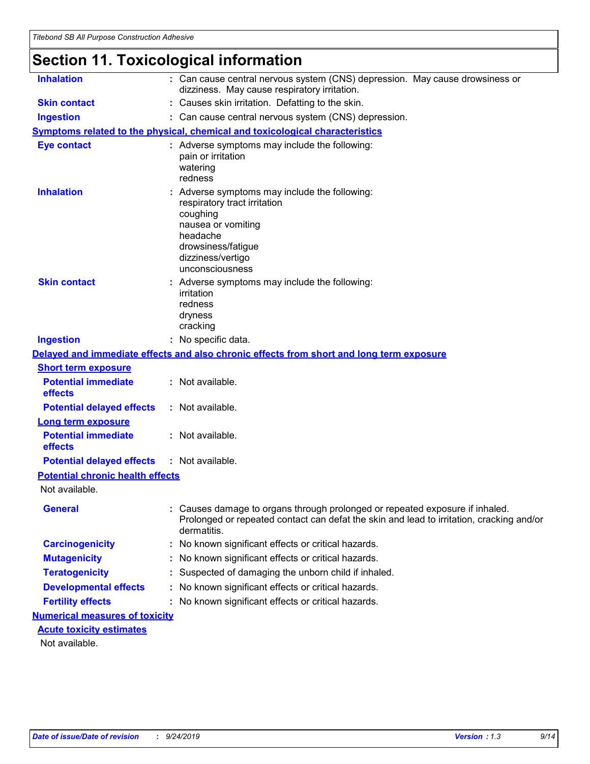# Section 11. Toxicological information

**Inhalation** : Can cause central nervous system (CNS) depression. May cause drowsiness or dizziness. May cause respiratory irritation.

**Skin contact** : Causes skin irritation. Defatting to the skin.

**Ingestion** : Can cause central nervous system (CNS) depression.

**Symptoms related to the physical, chemical and toxicological characteristics**

**Eye contact** : Adverse symptoms may include the following:
pain or irritation
watering
redness

**Inhalation** : Adverse symptoms may include the following:
respiratory tract irritation
coughing
nausea or vomiting
headache
drowsiness/fatigue
dizziness/vertigo
unconsciousness

**Skin contact** : Adverse symptoms may include the following:
irritation
redness
dryness
cracking

**Ingestion** : No specific data.

**Delayed and immediate effects and also chronic effects from short and long term exposure**

**Short term exposure**

**Potential immediate effects** : Not available.

**Potential delayed effects** : Not available.

**Long term exposure**

**Potential immediate effects** : Not available.

**Potential delayed effects** : Not available.

**Potential chronic health effects**

Not available.

**General** : Causes damage to organs through prolonged or repeated exposure if inhaled. Prolonged or repeated contact can defat the skin and lead to irritation, cracking and/or dermatitis.

**Carcinogenicity** : No known significant effects or critical hazards.

**Mutagenicity** : No known significant effects or critical hazards.

**Teratogenicity** : Suspected of damaging the unborn child if inhaled.

**Developmental effects** : No known significant effects or critical hazards.

**Fertility effects** : No known significant effects or critical hazards.

**Numerical measures of toxicity**

**Acute toxicity estimates**

Not available.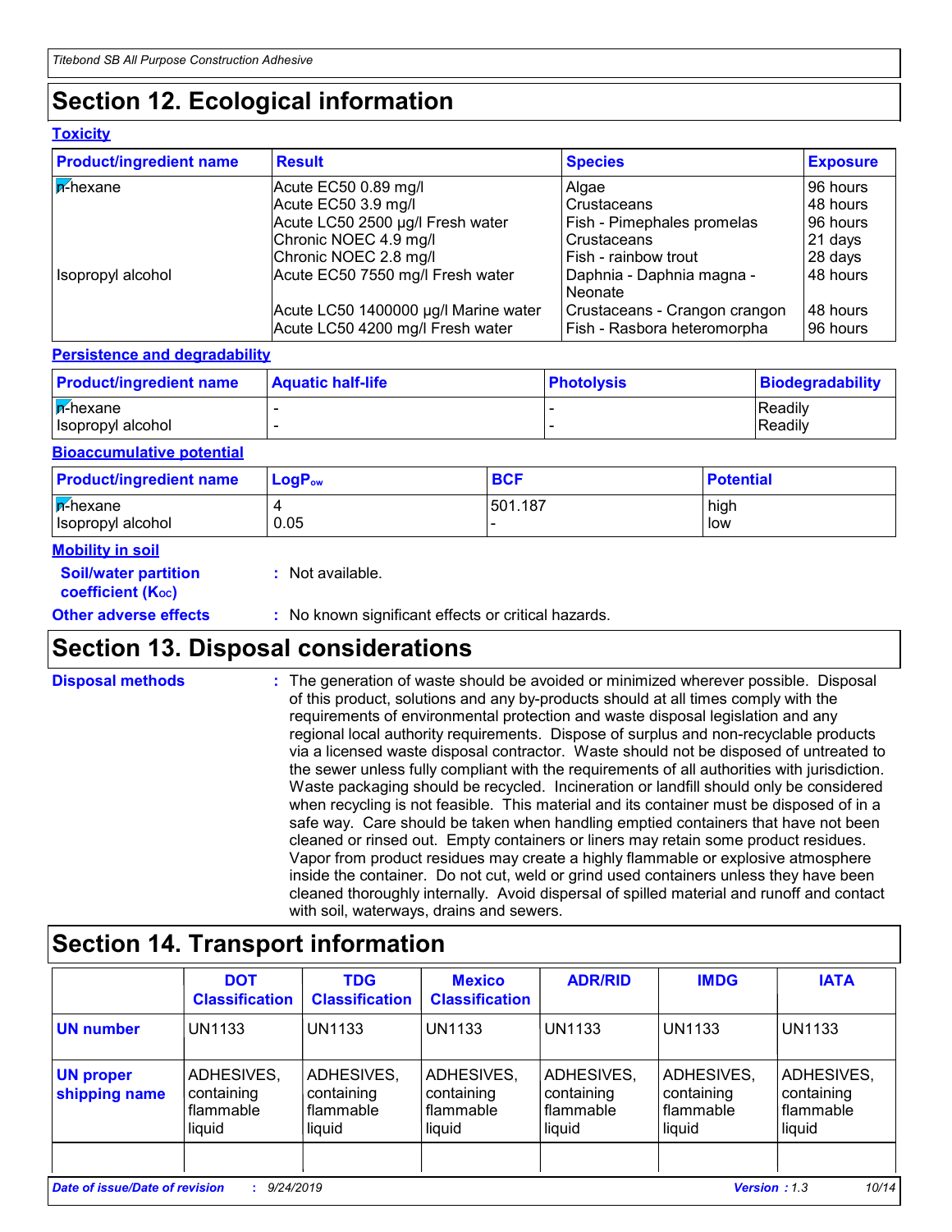# Section 12. Ecological information

### Toxicity

| Product/ingredient name | Result | Species | Exposure |
|---|---|---|---|
| n-hexane | Acute EC50 0.89 mg/l | Algae | 96 hours |
| | Acute EC50 3.9 mg/l | Crustaceans | 48 hours |
| | Acute LC50 2500 µg/l Fresh water | Fish - Pimephales promelas | 96 hours |
| | Chronic NOEC 4.9 mg/l | Crustaceans | 21 days |
| | Chronic NOEC 2.8 mg/l | Fish - rainbow trout | 28 days |
| Isopropyl alcohol | Acute EC50 7550 mg/l Fresh water | Daphnia - Daphnia magna - Neonate | 48 hours |
| | Acute LC50 1400000 µg/l Marine water | Crustaceans - Crangon crangon | 48 hours |
| | Acute LC50 4200 mg/l Fresh water | Fish - Rasbora heteromorpha | 96 hours |

### Persistence and degradability

| Product/ingredient name | Aquatic half-life | Photolysis | Biodegradability |
|---|---|---|---|
| n-hexane | - | - | Readily |
| Isopropyl alcohol | - | - | Readily |

### Bioaccumulative potential

| Product/ingredient name | $LogP_{ow}$ | BCF | Potential |
|---|---|---|---|
| n-hexane | 4 | 501.187 | high |
| Isopropyl alcohol | 0.05 | - | low |

### Mobility in soil

**Soil/water partition coefficient ($K_{OC}$)** : Not available.

**Other adverse effects** : No known significant effects or critical hazards.

# Section 13. Disposal considerations

**Disposal methods** : The generation of waste should be avoided or minimized wherever possible. Disposal of this product, solutions and any by-products should at all times comply with the requirements of environmental protection and waste disposal legislation and any regional local authority requirements. Dispose of surplus and non-recyclable products via a licensed waste disposal contractor. Waste should not be disposed of untreated to the sewer unless fully compliant with the requirements of all authorities with jurisdiction. Waste packaging should be recycled. Incineration or landfill should only be considered when recycling is not feasible. This material and its container must be disposed of in a safe way. Care should be taken when handling emptied containers that have not been cleaned or rinsed out. Empty containers or liners may retain some product residues. Vapor from product residues may create a highly flammable or explosive atmosphere inside the container. Do not cut, weld or grind used containers unless they have been cleaned thoroughly internally. Avoid dispersal of spilled material and runoff and contact with soil, waterways, drains and sewers.

# Section 14. Transport information

| | DOT Classification | TDG Classification | Mexico Classification | ADR/RID | IMDG | IATA |
|---|---|---|---|---|---|---|
| **UN number** | UN1133 | UN1133 | UN1133 | UN1133 | UN1133 | UN1133 |
| **UN proper shipping name** | ADHESIVES, containing flammable liquid | ADHESIVES, containing flammable liquid | ADHESIVES, containing flammable liquid | ADHESIVES, containing flammable liquid | ADHESIVES, containing flammable liquid | ADHESIVES, containing flammable liquid |
| | | | | | | |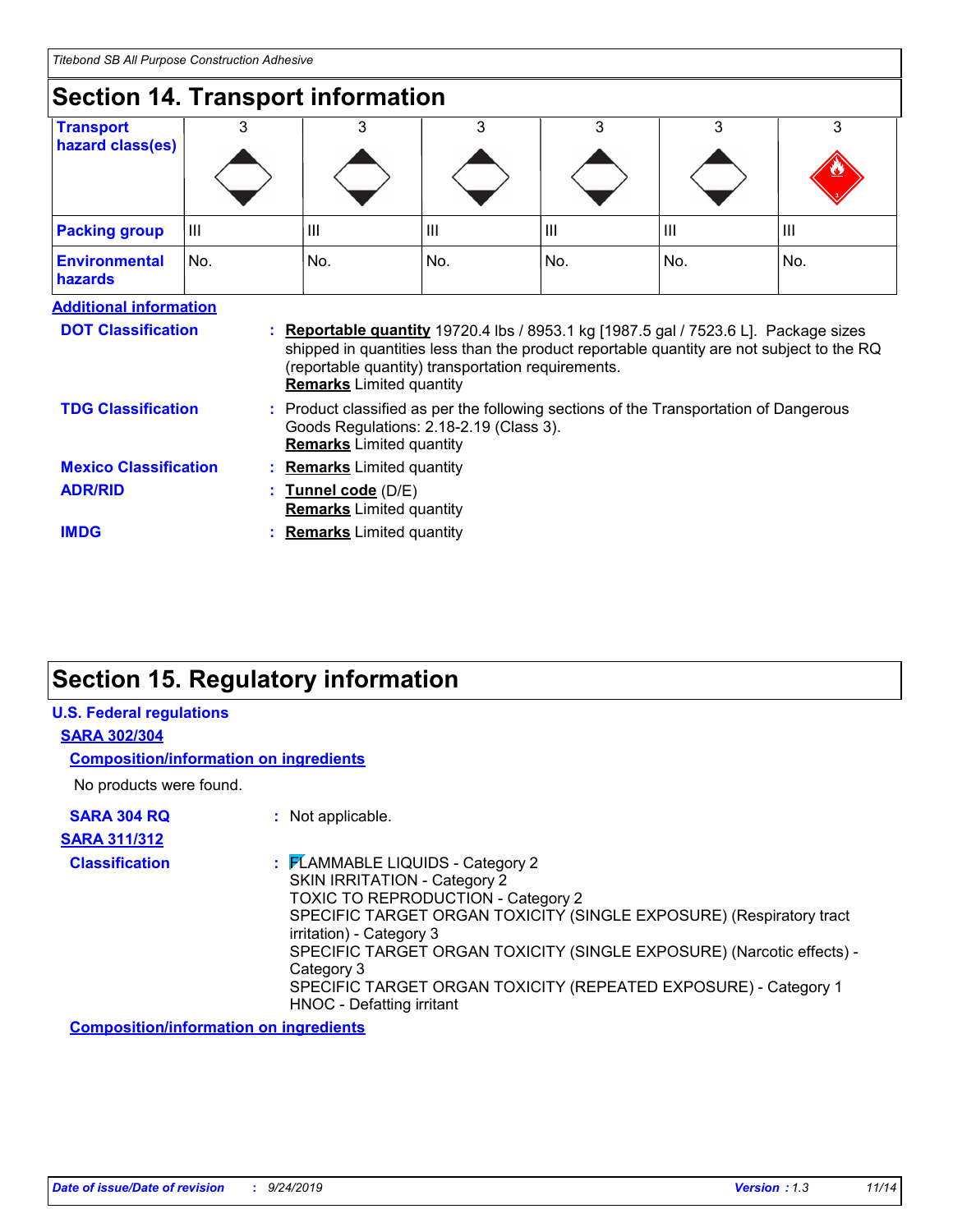## Section 14. Transport information

| Transport hazard class(es) | 3 | 3 | 3 | 3 | 3 | 3 |
|---|---|---|---|---|---|---|
| Packing group | III | III | III | III | III | III |
| Environmental hazards | No. | No. | No. | No. | No. | No. |

**Additional information**

**DOT Classification** : **Reportable quantity** 19720.4 lbs / 8953.1 kg [1987.5 gal / 7523.6 L]. Package sizes shipped in quantities less than the product reportable quantity are not subject to the RQ (reportable quantity) transportation requirements.
**Remarks** Limited quantity

**TDG Classification** : Product classified as per the following sections of the Transportation of Dangerous Goods Regulations: 2.18-2.19 (Class 3).
**Remarks** Limited quantity

**Mexico Classification** : **Remarks** Limited quantity

**ADR/RID** : **Tunnel code** (D/E)
**Remarks** Limited quantity

**IMDG** : **Remarks** Limited quantity

## Section 15. Regulatory information

**U.S. Federal regulations**

**SARA 302/304**

**Composition/information on ingredients**

No products were found.

**SARA 304 RQ** : Not applicable.

**SARA 311/312**

**Classification** : FLAMMABLE LIQUIDS - Category 2
SKIN IRRITATION - Category 2
TOXIC TO REPRODUCTION - Category 2
SPECIFIC TARGET ORGAN TOXICITY (SINGLE EXPOSURE) (Respiratory tract irritation) - Category 3
SPECIFIC TARGET ORGAN TOXICITY (SINGLE EXPOSURE) (Narcotic effects) - Category 3
SPECIFIC TARGET ORGAN TOXICITY (REPEATED EXPOSURE) - Category 1
HNOC - Defatting irritant

**Composition/information on ingredients**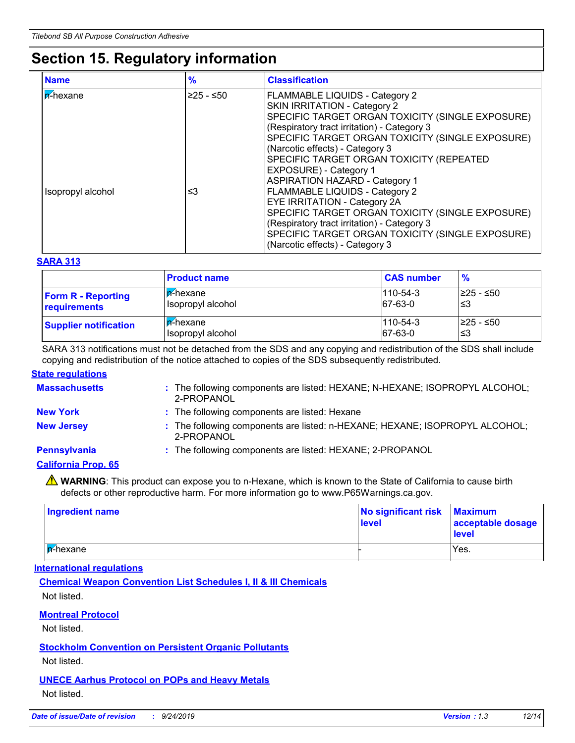# Section 15. Regulatory information

| Name | % | Classification |
|---|---|---|
| n-hexane | ≥25 - ≤50 | FLAMMABLE LIQUIDS - Category 2<br>SKIN IRRITATION - Category 2<br>SPECIFIC TARGET ORGAN TOXICITY (SINGLE EXPOSURE) (Respiratory tract irritation) - Category 3<br>SPECIFIC TARGET ORGAN TOXICITY (SINGLE EXPOSURE) (Narcotic effects) - Category 3<br>SPECIFIC TARGET ORGAN TOXICITY (REPEATED EXPOSURE) - Category 1<br>ASPIRATION HAZARD - Category 1 |
| Isopropyl alcohol | ≤3 | FLAMMABLE LIQUIDS - Category 2<br>EYE IRRITATION - Category 2A<br>SPECIFIC TARGET ORGAN TOXICITY (SINGLE EXPOSURE) (Respiratory tract irritation) - Category 3<br>SPECIFIC TARGET ORGAN TOXICITY (SINGLE EXPOSURE) (Narcotic effects) - Category 3 |

### SARA 313

| | Product name | CAS number | % |
|---|---|---|---|
| **Form R - Reporting requirements** | n-hexane<br>Isopropyl alcohol | 110-54-3<br>67-63-0 | ≥25 - ≤50<br>≤3 |
| **Supplier notification** | n-hexane<br>Isopropyl alcohol | 110-54-3<br>67-63-0 | ≥25 - ≤50<br>≤3 |

SARA 313 notifications must not be detached from the SDS and any copying and redistribution of the SDS shall include copying and redistribution of the notice attached to copies of the SDS subsequently redistributed.

### State regulations

**Massachusetts** : The following components are listed: HEXANE; N-HEXANE; ISOPROPYL ALCOHOL; 2-PROPANOL

**New York** : The following components are listed: Hexane

**New Jersey** : The following components are listed: n-HEXANE; HEXANE; ISOPROPYL ALCOHOL; 2-PROPANOL

**Pennsylvania** : The following components are listed: HEXANE; 2-PROPANOL

### California Prop. 65

⚠ **WARNING**: This product can expose you to n-Hexane, which is known to the State of California to cause birth defects or other reproductive harm. For more information go to www.P65Warnings.ca.gov.

| Ingredient name | No significant risk level | Maximum acceptable dosage level |
|---|---|---|
| n-hexane | - | Yes. |

### International regulations

#### Chemical Weapon Convention List Schedules I, II & III Chemicals

Not listed.

#### Montreal Protocol

Not listed.

#### Stockholm Convention on Persistent Organic Pollutants

Not listed.

#### UNECE Aarhus Protocol on POPs and Heavy Metals

Not listed.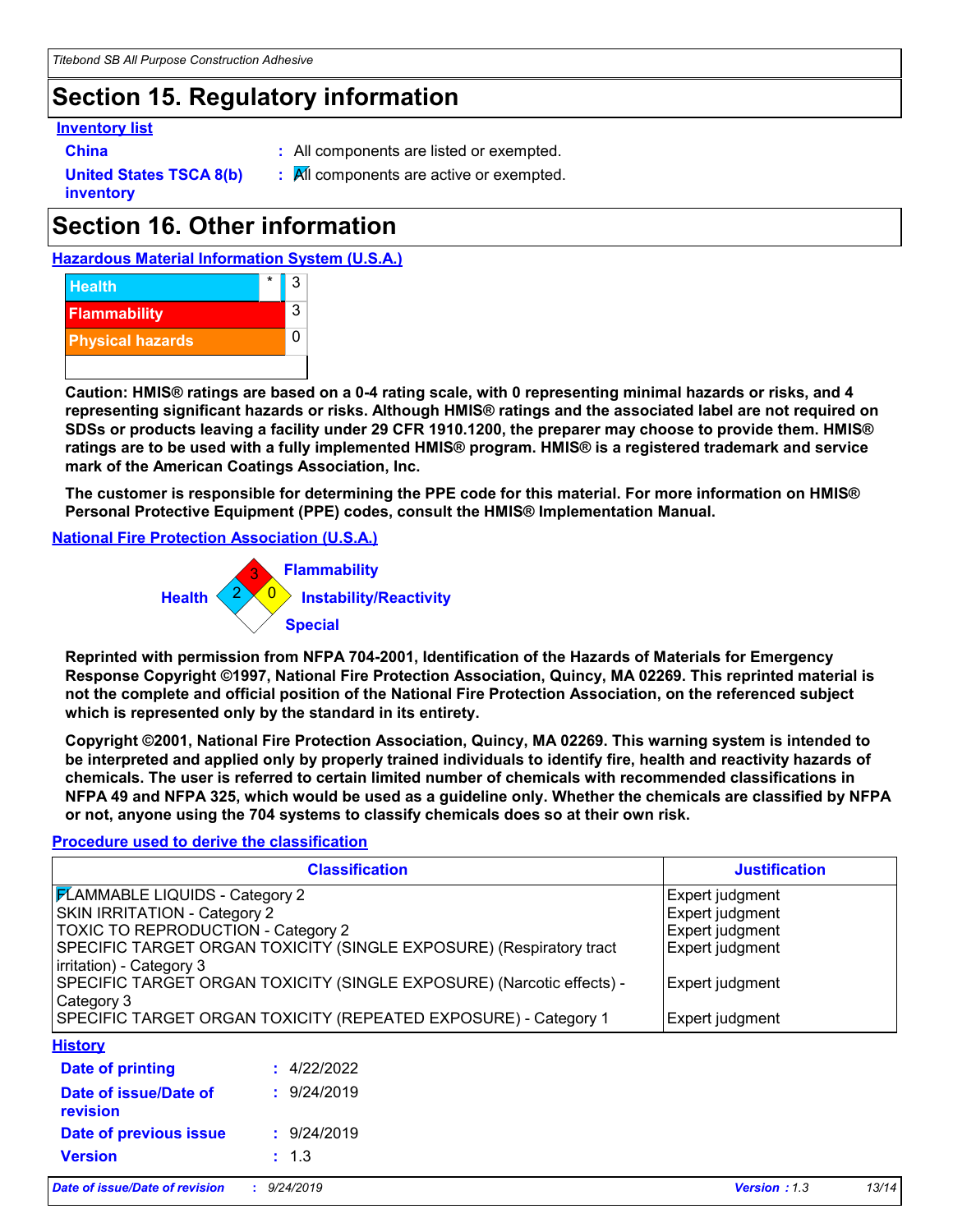## Section 15. Regulatory information

**Inventory list**

**China** : All components are listed or exempted.

**United States TSCA 8(b) inventory** : All components are active or exempted.

## Section 16. Other information

**Hazardous Material Information System (U.S.A.)**

| | | |
|---|---|---|
| Health | * | 3 |
| Flammability | | 3 |
| Physical hazards | | 0 |

**Caution: HMIS® ratings are based on a 0-4 rating scale, with 0 representing minimal hazards or risks, and 4 representing significant hazards or risks. Although HMIS® ratings and the associated label are not required on SDSs or products leaving a facility under 29 CFR 1910.1200, the preparer may choose to provide them. HMIS® ratings are to be used with a fully implemented HMIS® program. HMIS® is a registered trademark and service mark of the American Coatings Association, Inc.**

**The customer is responsible for determining the PPE code for this material. For more information on HMIS® Personal Protective Equipment (PPE) codes, consult the HMIS® Implementation Manual.**

**National Fire Protection Association (U.S.A.)**

Flammability: 3
Health: 2
Instability/Reactivity: 0
Special:

**Reprinted with permission from NFPA 704-2001, Identification of the Hazards of Materials for Emergency Response Copyright ©1997, National Fire Protection Association, Quincy, MA 02269. This reprinted material is not the complete and official position of the National Fire Protection Association, on the referenced subject which is represented only by the standard in its entirety.**

**Copyright ©2001, National Fire Protection Association, Quincy, MA 02269. This warning system is intended to be interpreted and applied only by properly trained individuals to identify fire, health and reactivity hazards of chemicals. The user is referred to certain limited number of chemicals with recommended classifications in NFPA 49 and NFPA 325, which would be used as a guideline only. Whether the chemicals are classified by NFPA or not, anyone using the 704 systems to classify chemicals does so at their own risk.**

**Procedure used to derive the classification**

| Classification | Justification |
|---|---|
| FLAMMABLE LIQUIDS - Category 2 | Expert judgment |
| SKIN IRRITATION - Category 2 | Expert judgment |
| TOXIC TO REPRODUCTION - Category 2 | Expert judgment |
| SPECIFIC TARGET ORGAN TOXICITY (SINGLE EXPOSURE) (Respiratory tract irritation) - Category 3 | Expert judgment |
| SPECIFIC TARGET ORGAN TOXICITY (SINGLE EXPOSURE) (Narcotic effects) - Category 3 | Expert judgment |
| SPECIFIC TARGET ORGAN TOXICITY (REPEATED EXPOSURE) - Category 1 | Expert judgment |

**History**

**Date of printing** : 4/22/2022

**Date of issue/Date of revision** : 9/24/2019

**Date of previous issue** : 9/24/2019

**Version** : 1.3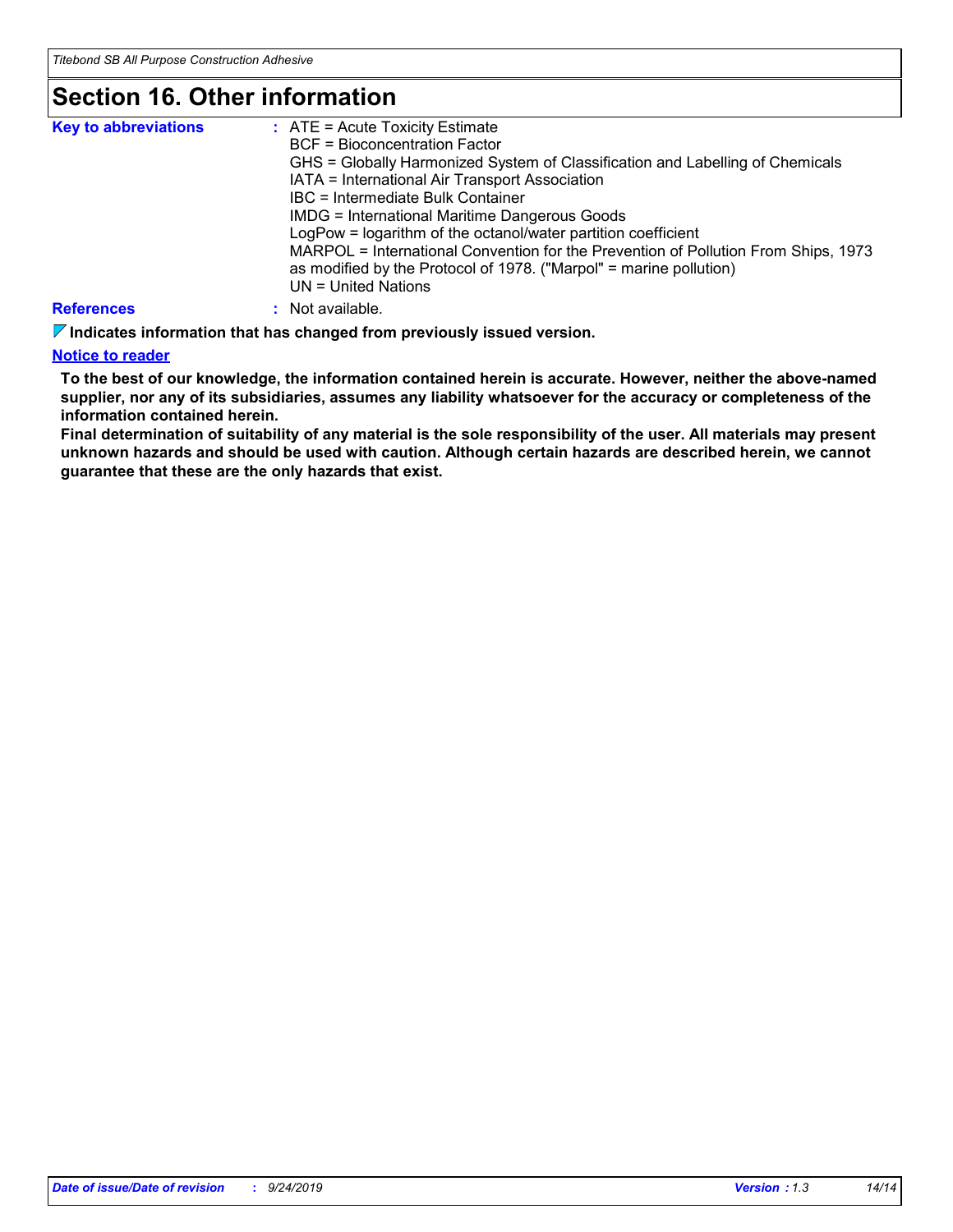# Section 16. Other information

**Key to abbreviations** : ATE = Acute Toxicity Estimate
BCF = Bioconcentration Factor
GHS = Globally Harmonized System of Classification and Labelling of Chemicals
IATA = International Air Transport Association
IBC = Intermediate Bulk Container
IMDG = International Maritime Dangerous Goods
LogPow = logarithm of the octanol/water partition coefficient
MARPOL = International Convention for the Prevention of Pollution From Ships, 1973 as modified by the Protocol of 1978. ("Marpol" = marine pollution)
UN = United Nations

**References** : Not available.

**Indicates information that has changed from previously issued version.**

**Notice to reader**

**To the best of our knowledge, the information contained herein is accurate. However, neither the above-named supplier, nor any of its subsidiaries, assumes any liability whatsoever for the accuracy or completeness of the information contained herein.**
**Final determination of suitability of any material is the sole responsibility of the user. All materials may present unknown hazards and should be used with caution. Although certain hazards are described herein, we cannot guarantee that these are the only hazards that exist.**